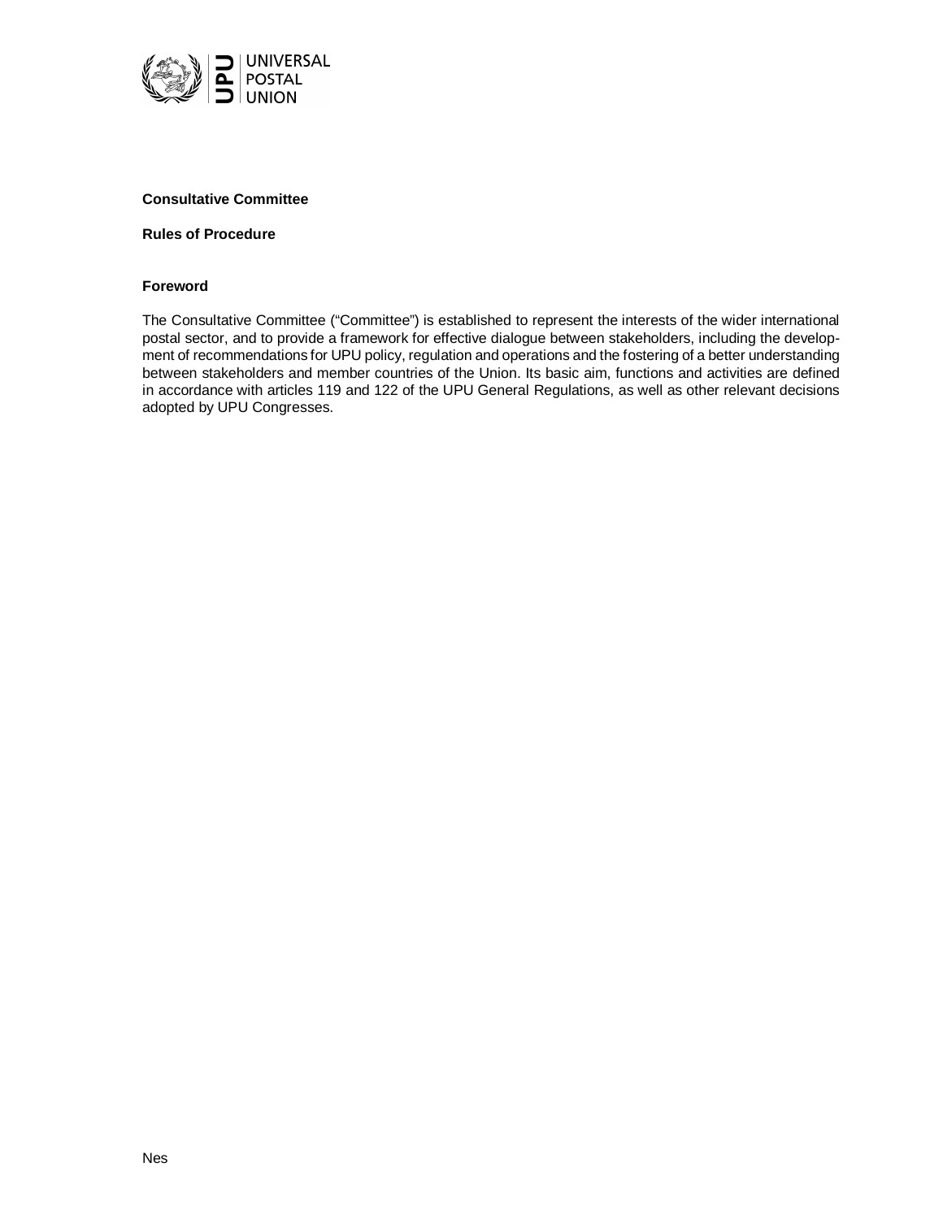**Consultative Committee**

**Rules of Procedure**

**Foreword**

The Consultative Committee ("Committee") is established to represent the interests of the wider international postal sector, and to provide a framework for effective dialogue between stakeholders, including the development of recommendations for UPU policy, regulation and operations and the fostering of a better understanding between stakeholders and member countries of the Union. Its basic aim, functions and activities are defined in accordance with articles 119 and 122 of the UPU General Regulations, as well as other relevant decisions adopted by UPU Congresses.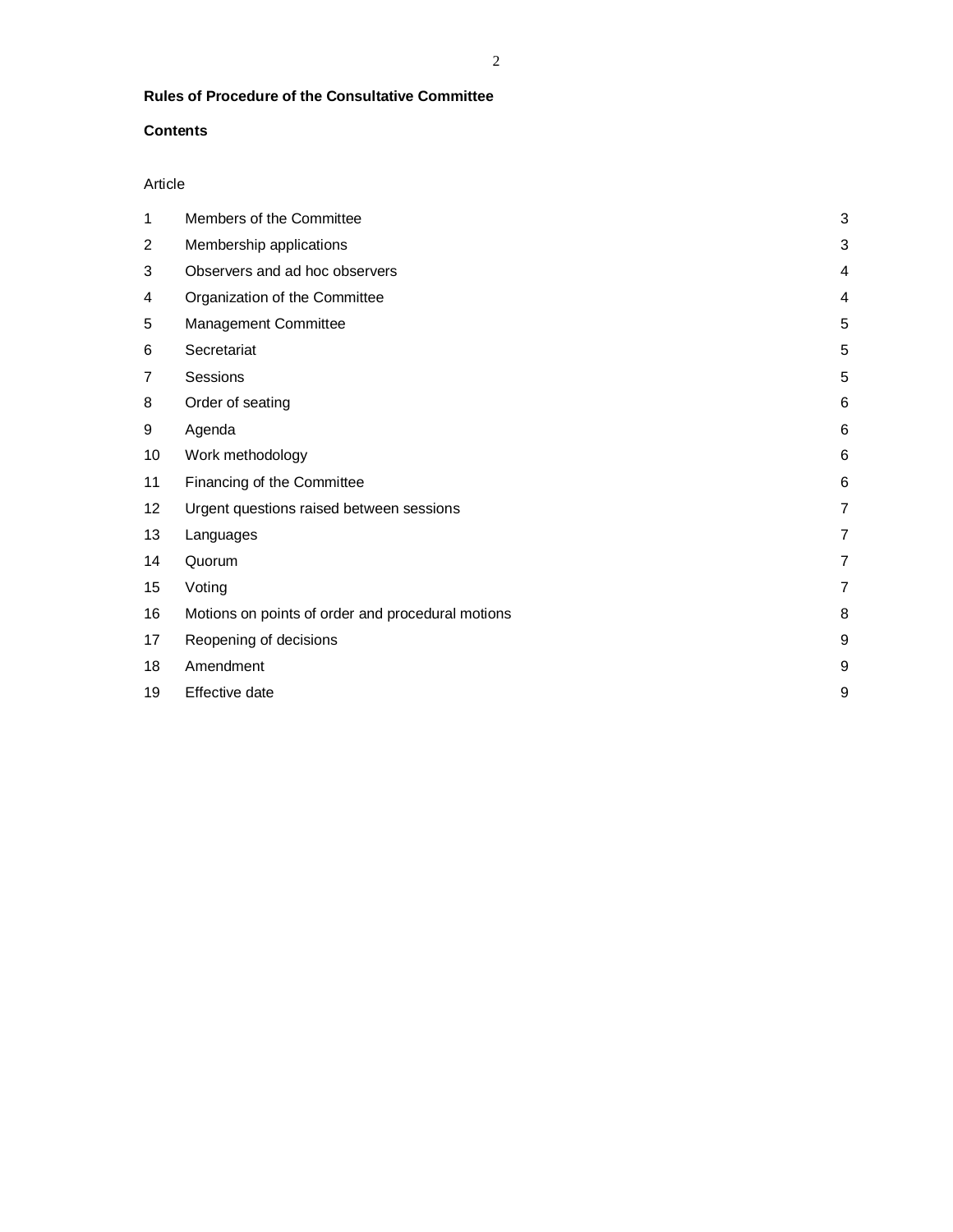**Rules of Procedure of the Consultative Committee**

**Contents**

| Article | | |
|---|---|---|
| 1 | Members of the Committee | 3 |
| 2 | Membership applications | 3 |
| 3 | Observers and ad hoc observers | 4 |
| 4 | Organization of the Committee | 4 |
| 5 | Management Committee | 5 |
| 6 | Secretariat | 5 |
| 7 | Sessions | 5 |
| 8 | Order of seating | 6 |
| 9 | Agenda | 6 |
| 10 | Work methodology | 6 |
| 11 | Financing of the Committee | 6 |
| 12 | Urgent questions raised between sessions | 7 |
| 13 | Languages | 7 |
| 14 | Quorum | 7 |
| 15 | Voting | 7 |
| 16 | Motions on points of order and procedural motions | 8 |
| 17 | Reopening of decisions | 9 |
| 18 | Amendment | 9 |
| 19 | Effective date | 9 |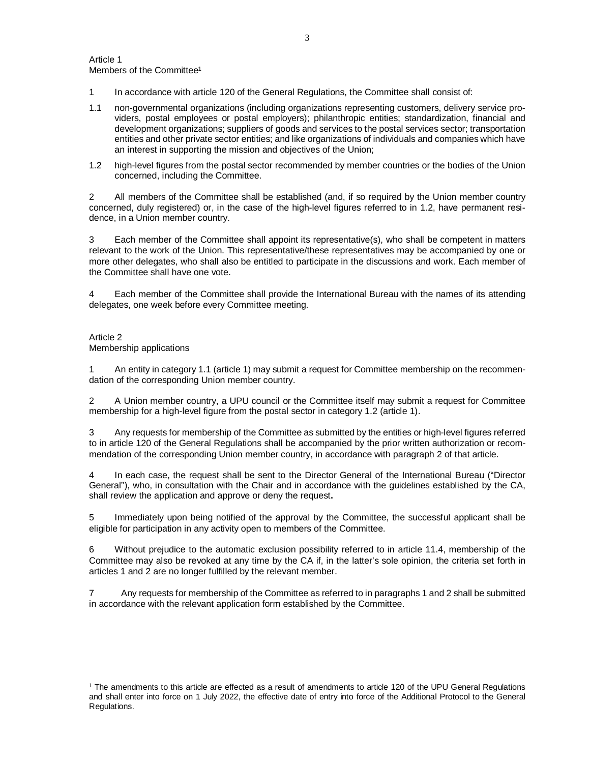## Article 1
Members of the Committee[1]

1 In accordance with article 120 of the General Regulations, the Committee shall consist of:

1.1 non-governmental organizations (including organizations representing customers, delivery service providers, postal employees or postal employers); philanthropic entities; standardization, financial and development organizations; suppliers of goods and services to the postal services sector; transportation entities and other private sector entities; and like organizations of individuals and companies which have an interest in supporting the mission and objectives of the Union;

1.2 high-level figures from the postal sector recommended by member countries or the bodies of the Union concerned, including the Committee.

2 All members of the Committee shall be established (and, if so required by the Union member country concerned, duly registered) or, in the case of the high-level figures referred to in 1.2, have permanent residence, in a Union member country.

3 Each member of the Committee shall appoint its representative(s), who shall be competent in matters relevant to the work of the Union. This representative/these representatives may be accompanied by one or more other delegates, who shall also be entitled to participate in the discussions and work. Each member of the Committee shall have one vote.

4 Each member of the Committee shall provide the International Bureau with the names of its attending delegates, one week before every Committee meeting.

## Article 2
Membership applications

1 An entity in category 1.1 (article 1) may submit a request for Committee membership on the recommendation of the corresponding Union member country.

2 A Union member country, a UPU council or the Committee itself may submit a request for Committee membership for a high-level figure from the postal sector in category 1.2 (article 1).

3 Any requests for membership of the Committee as submitted by the entities or high-level figures referred to in article 120 of the General Regulations shall be accompanied by the prior written authorization or recommendation of the corresponding Union member country, in accordance with paragraph 2 of that article.

4 In each case, the request shall be sent to the Director General of the International Bureau ("Director General"), who, in consultation with the Chair and in accordance with the guidelines established by the CA, shall review the application and approve or deny the request**.**

5 Immediately upon being notified of the approval by the Committee, the successful applicant shall be eligible for participation in any activity open to members of the Committee.

6 Without prejudice to the automatic exclusion possibility referred to in article 11.4, membership of the Committee may also be revoked at any time by the CA if, in the latter's sole opinion, the criteria set forth in articles 1 and 2 are no longer fulfilled by the relevant member.

7 Any requests for membership of the Committee as referred to in paragraphs 1 and 2 shall be submitted in accordance with the relevant application form established by the Committee.

[1] The amendments to this article are effected as a result of amendments to article 120 of the UPU General Regulations and shall enter into force on 1 July 2022, the effective date of entry into force of the Additional Protocol to the General Regulations.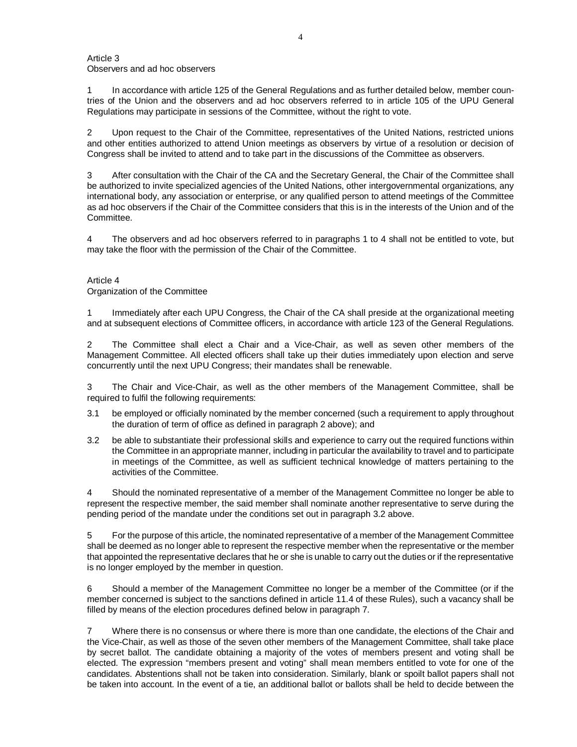Article 3
Observers and ad hoc observers

1 In accordance with article 125 of the General Regulations and as further detailed below, member countries of the Union and the observers and ad hoc observers referred to in article 105 of the UPU General Regulations may participate in sessions of the Committee, without the right to vote.

2 Upon request to the Chair of the Committee, representatives of the United Nations, restricted unions and other entities authorized to attend Union meetings as observers by virtue of a resolution or decision of Congress shall be invited to attend and to take part in the discussions of the Committee as observers.

3 After consultation with the Chair of the CA and the Secretary General, the Chair of the Committee shall be authorized to invite specialized agencies of the United Nations, other intergovernmental organizations, any international body, any association or enterprise, or any qualified person to attend meetings of the Committee as ad hoc observers if the Chair of the Committee considers that this is in the interests of the Union and of the Committee.

4 The observers and ad hoc observers referred to in paragraphs 1 to 4 shall not be entitled to vote, but may take the floor with the permission of the Chair of the Committee.

Article 4
Organization of the Committee

1 Immediately after each UPU Congress, the Chair of the CA shall preside at the organizational meeting and at subsequent elections of Committee officers, in accordance with article 123 of the General Regulations.

2 The Committee shall elect a Chair and a Vice-Chair, as well as seven other members of the Management Committee. All elected officers shall take up their duties immediately upon election and serve concurrently until the next UPU Congress; their mandates shall be renewable.

3 The Chair and Vice-Chair, as well as the other members of the Management Committee, shall be required to fulfil the following requirements:

3.1 be employed or officially nominated by the member concerned (such a requirement to apply throughout the duration of term of office as defined in paragraph 2 above); and

3.2 be able to substantiate their professional skills and experience to carry out the required functions within the Committee in an appropriate manner, including in particular the availability to travel and to participate in meetings of the Committee, as well as sufficient technical knowledge of matters pertaining to the activities of the Committee.

4 Should the nominated representative of a member of the Management Committee no longer be able to represent the respective member, the said member shall nominate another representative to serve during the pending period of the mandate under the conditions set out in paragraph 3.2 above.

5 For the purpose of this article, the nominated representative of a member of the Management Committee shall be deemed as no longer able to represent the respective member when the representative or the member that appointed the representative declares that he or she is unable to carry out the duties or if the representative is no longer employed by the member in question.

6 Should a member of the Management Committee no longer be a member of the Committee (or if the member concerned is subject to the sanctions defined in article 11.4 of these Rules), such a vacancy shall be filled by means of the election procedures defined below in paragraph 7.

7 Where there is no consensus or where there is more than one candidate, the elections of the Chair and the Vice-Chair, as well as those of the seven other members of the Management Committee, shall take place by secret ballot. The candidate obtaining a majority of the votes of members present and voting shall be elected. The expression "members present and voting" shall mean members entitled to vote for one of the candidates. Abstentions shall not be taken into consideration. Similarly, blank or spoilt ballot papers shall not be taken into account. In the event of a tie, an additional ballot or ballots shall be held to decide between the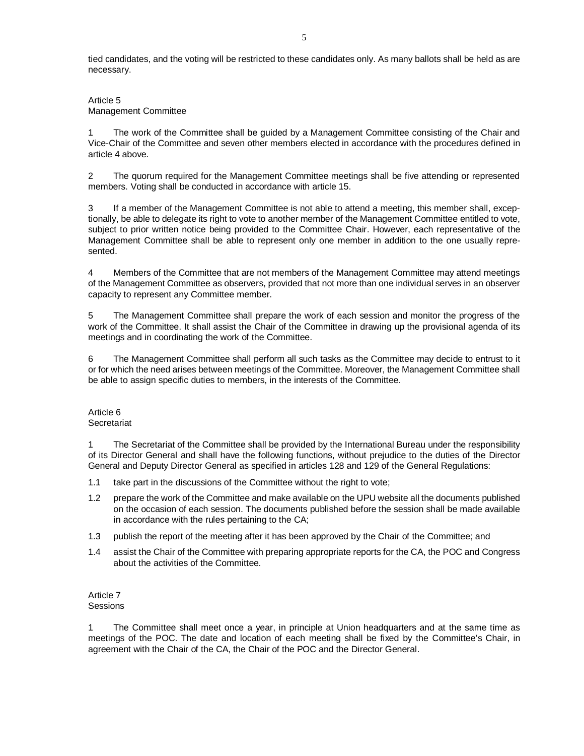tied candidates, and the voting will be restricted to these candidates only. As many ballots shall be held as are necessary.

Article 5
Management Committee

1 The work of the Committee shall be guided by a Management Committee consisting of the Chair and Vice-Chair of the Committee and seven other members elected in accordance with the procedures defined in article 4 above.

2 The quorum required for the Management Committee meetings shall be five attending or represented members. Voting shall be conducted in accordance with article 15.

3 If a member of the Management Committee is not able to attend a meeting, this member shall, exceptionally, be able to delegate its right to vote to another member of the Management Committee entitled to vote, subject to prior written notice being provided to the Committee Chair. However, each representative of the Management Committee shall be able to represent only one member in addition to the one usually represented.

4 Members of the Committee that are not members of the Management Committee may attend meetings of the Management Committee as observers, provided that not more than one individual serves in an observer capacity to represent any Committee member.

5 The Management Committee shall prepare the work of each session and monitor the progress of the work of the Committee. It shall assist the Chair of the Committee in drawing up the provisional agenda of its meetings and in coordinating the work of the Committee.

6 The Management Committee shall perform all such tasks as the Committee may decide to entrust to it or for which the need arises between meetings of the Committee. Moreover, the Management Committee shall be able to assign specific duties to members, in the interests of the Committee.

Article 6
Secretariat

1 The Secretariat of the Committee shall be provided by the International Bureau under the responsibility of its Director General and shall have the following functions, without prejudice to the duties of the Director General and Deputy Director General as specified in articles 128 and 129 of the General Regulations:

1.1 take part in the discussions of the Committee without the right to vote;

1.2 prepare the work of the Committee and make available on the UPU website all the documents published on the occasion of each session. The documents published before the session shall be made available in accordance with the rules pertaining to the CA;

1.3 publish the report of the meeting after it has been approved by the Chair of the Committee; and

1.4 assist the Chair of the Committee with preparing appropriate reports for the CA, the POC and Congress about the activities of the Committee.

Article 7
Sessions

1 The Committee shall meet once a year, in principle at Union headquarters and at the same time as meetings of the POC. The date and location of each meeting shall be fixed by the Committee's Chair, in agreement with the Chair of the CA, the Chair of the POC and the Director General.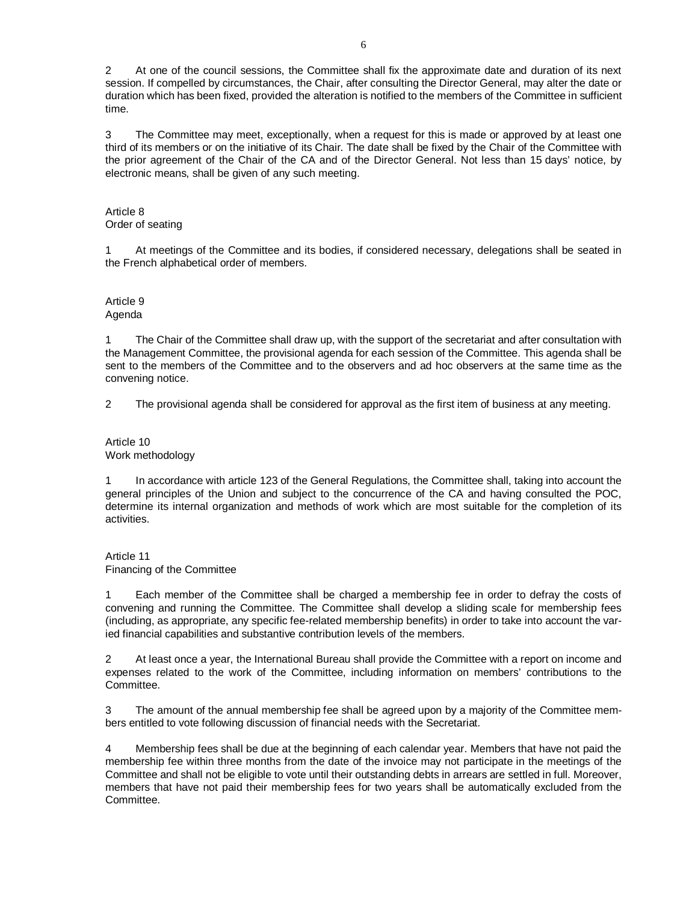2 At one of the council sessions, the Committee shall fix the approximate date and duration of its next session. If compelled by circumstances, the Chair, after consulting the Director General, may alter the date or duration which has been fixed, provided the alteration is notified to the members of the Committee in sufficient time.

3 The Committee may meet, exceptionally, when a request for this is made or approved by at least one third of its members or on the initiative of its Chair. The date shall be fixed by the Chair of the Committee with the prior agreement of the Chair of the CA and of the Director General. Not less than 15 days' notice, by electronic means, shall be given of any such meeting.

Article 8
Order of seating

1 At meetings of the Committee and its bodies, if considered necessary, delegations shall be seated in the French alphabetical order of members.

Article 9
Agenda

1 The Chair of the Committee shall draw up, with the support of the secretariat and after consultation with the Management Committee, the provisional agenda for each session of the Committee. This agenda shall be sent to the members of the Committee and to the observers and ad hoc observers at the same time as the convening notice.

2 The provisional agenda shall be considered for approval as the first item of business at any meeting.

Article 10
Work methodology

1 In accordance with article 123 of the General Regulations, the Committee shall, taking into account the general principles of the Union and subject to the concurrence of the CA and having consulted the POC, determine its internal organization and methods of work which are most suitable for the completion of its activities.

Article 11
Financing of the Committee

1 Each member of the Committee shall be charged a membership fee in order to defray the costs of convening and running the Committee. The Committee shall develop a sliding scale for membership fees (including, as appropriate, any specific fee-related membership benefits) in order to take into account the varied financial capabilities and substantive contribution levels of the members.

2 At least once a year, the International Bureau shall provide the Committee with a report on income and expenses related to the work of the Committee, including information on members' contributions to the Committee.

3 The amount of the annual membership fee shall be agreed upon by a majority of the Committee members entitled to vote following discussion of financial needs with the Secretariat.

4 Membership fees shall be due at the beginning of each calendar year. Members that have not paid the membership fee within three months from the date of the invoice may not participate in the meetings of the Committee and shall not be eligible to vote until their outstanding debts in arrears are settled in full. Moreover, members that have not paid their membership fees for two years shall be automatically excluded from the Committee.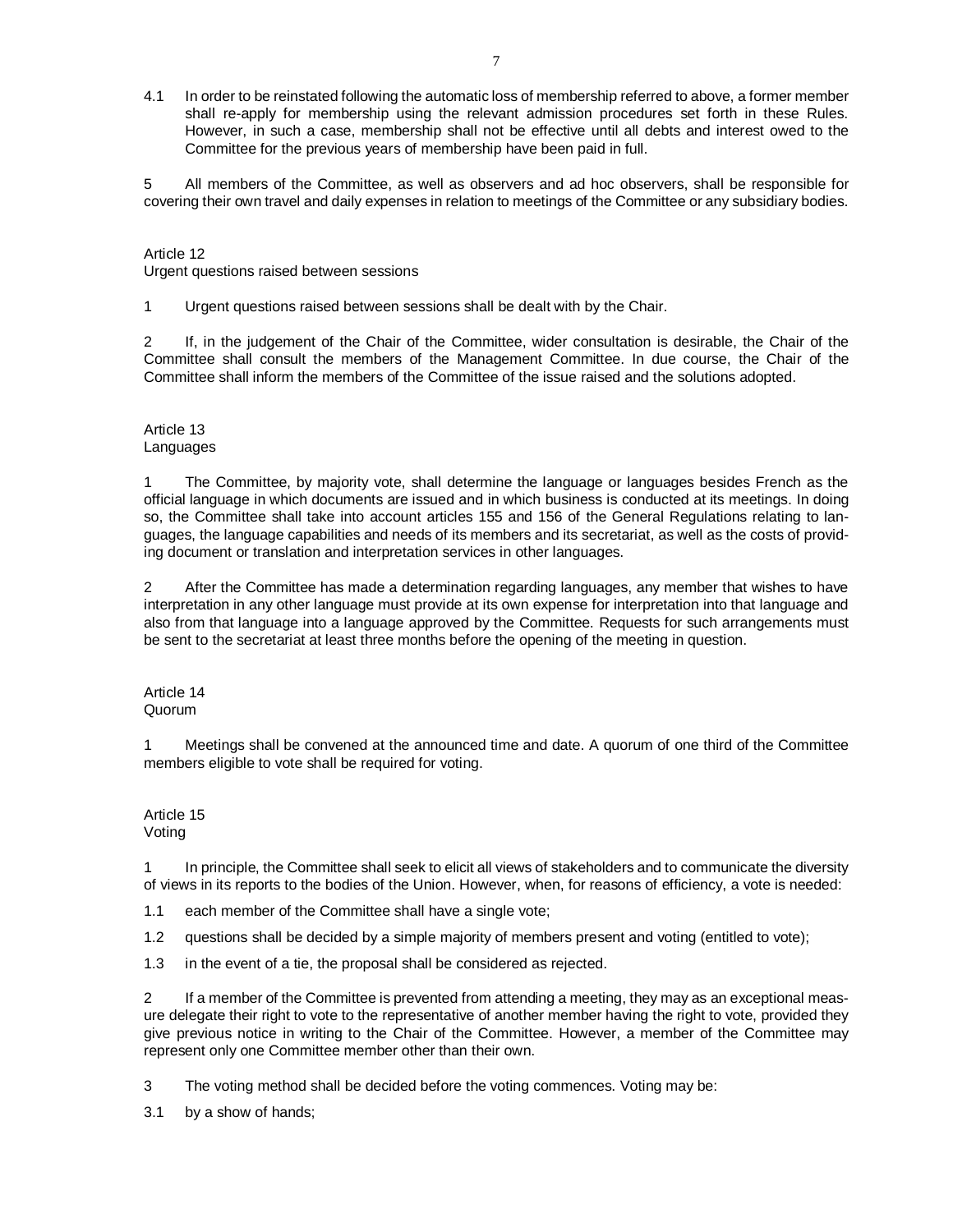4.1 In order to be reinstated following the automatic loss of membership referred to above, a former member shall re-apply for membership using the relevant admission procedures set forth in these Rules. However, in such a case, membership shall not be effective until all debts and interest owed to the Committee for the previous years of membership have been paid in full.

5 All members of the Committee, as well as observers and ad hoc observers, shall be responsible for covering their own travel and daily expenses in relation to meetings of the Committee or any subsidiary bodies.

Article 12
Urgent questions raised between sessions

1 Urgent questions raised between sessions shall be dealt with by the Chair.

2 If, in the judgement of the Chair of the Committee, wider consultation is desirable, the Chair of the Committee shall consult the members of the Management Committee. In due course, the Chair of the Committee shall inform the members of the Committee of the issue raised and the solutions adopted.

Article 13
Languages

1 The Committee, by majority vote, shall determine the language or languages besides French as the official language in which documents are issued and in which business is conducted at its meetings. In doing so, the Committee shall take into account articles 155 and 156 of the General Regulations relating to languages, the language capabilities and needs of its members and its secretariat, as well as the costs of providing document or translation and interpretation services in other languages.

2 After the Committee has made a determination regarding languages, any member that wishes to have interpretation in any other language must provide at its own expense for interpretation into that language and also from that language into a language approved by the Committee. Requests for such arrangements must be sent to the secretariat at least three months before the opening of the meeting in question.

Article 14
Quorum

1 Meetings shall be convened at the announced time and date. A quorum of one third of the Committee members eligible to vote shall be required for voting.

Article 15
Voting

1 In principle, the Committee shall seek to elicit all views of stakeholders and to communicate the diversity of views in its reports to the bodies of the Union. However, when, for reasons of efficiency, a vote is needed:

1.1 each member of the Committee shall have a single vote;

1.2 questions shall be decided by a simple majority of members present and voting (entitled to vote);

1.3 in the event of a tie, the proposal shall be considered as rejected.

2 If a member of the Committee is prevented from attending a meeting, they may as an exceptional measure delegate their right to vote to the representative of another member having the right to vote, provided they give previous notice in writing to the Chair of the Committee. However, a member of the Committee may represent only one Committee member other than their own.

3 The voting method shall be decided before the voting commences. Voting may be:

3.1 by a show of hands;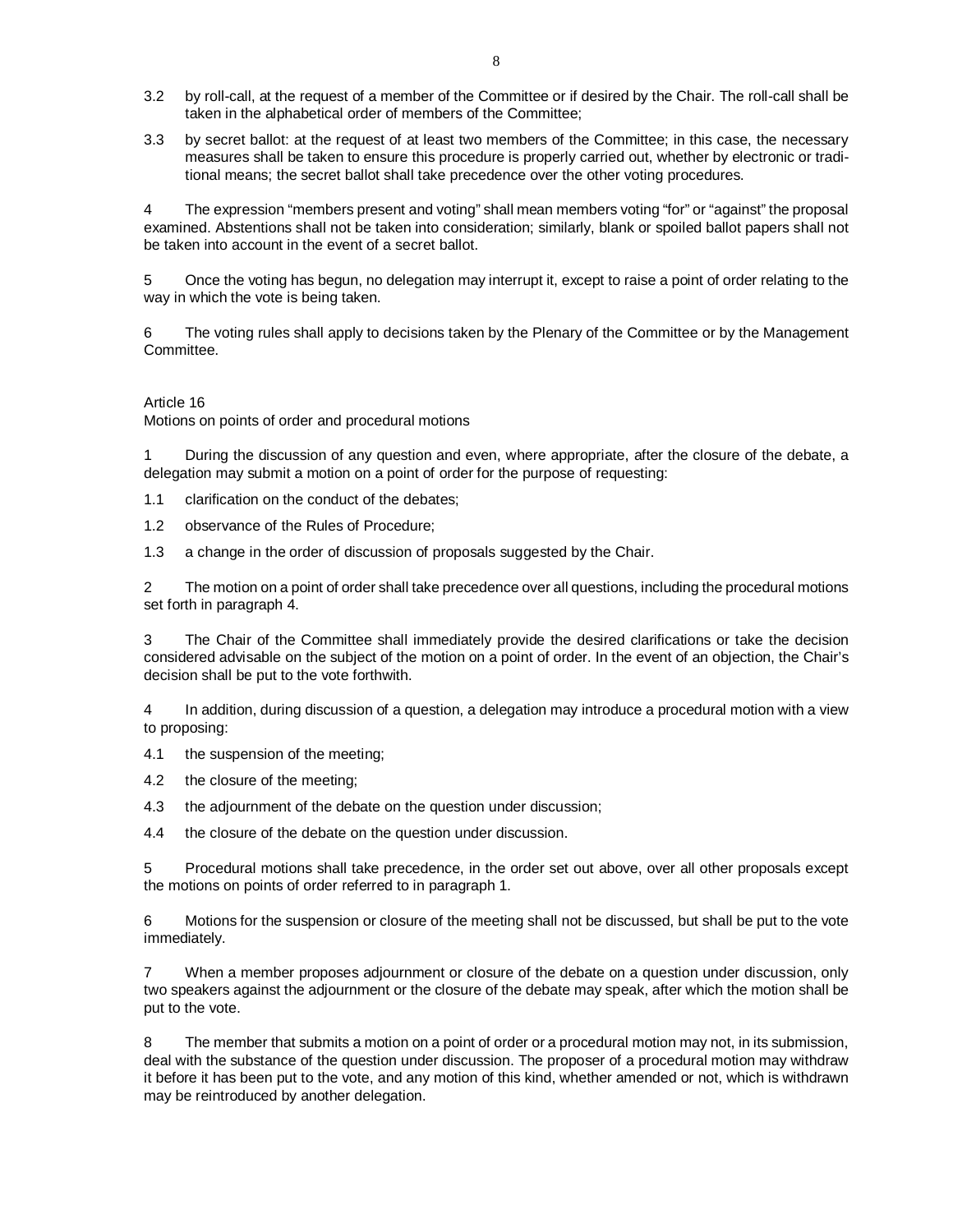3.2 by roll-call, at the request of a member of the Committee or if desired by the Chair. The roll-call shall be taken in the alphabetical order of members of the Committee;

3.3 by secret ballot: at the request of at least two members of the Committee; in this case, the necessary measures shall be taken to ensure this procedure is properly carried out, whether by electronic or traditional means; the secret ballot shall take precedence over the other voting procedures.

4 The expression "members present and voting" shall mean members voting "for" or "against" the proposal examined. Abstentions shall not be taken into consideration; similarly, blank or spoiled ballot papers shall not be taken into account in the event of a secret ballot.

5 Once the voting has begun, no delegation may interrupt it, except to raise a point of order relating to the way in which the vote is being taken.

6 The voting rules shall apply to decisions taken by the Plenary of the Committee or by the Management Committee.

Article 16

Motions on points of order and procedural motions

1 During the discussion of any question and even, where appropriate, after the closure of the debate, a delegation may submit a motion on a point of order for the purpose of requesting:

1.1 clarification on the conduct of the debates;

1.2 observance of the Rules of Procedure;

1.3 a change in the order of discussion of proposals suggested by the Chair.

2 The motion on a point of order shall take precedence over all questions, including the procedural motions set forth in paragraph 4.

3 The Chair of the Committee shall immediately provide the desired clarifications or take the decision considered advisable on the subject of the motion on a point of order. In the event of an objection, the Chair's decision shall be put to the vote forthwith.

4 In addition, during discussion of a question, a delegation may introduce a procedural motion with a view to proposing:

4.1 the suspension of the meeting;

4.2 the closure of the meeting;

4.3 the adjournment of the debate on the question under discussion;

4.4 the closure of the debate on the question under discussion.

5 Procedural motions shall take precedence, in the order set out above, over all other proposals except the motions on points of order referred to in paragraph 1.

6 Motions for the suspension or closure of the meeting shall not be discussed, but shall be put to the vote immediately.

7 When a member proposes adjournment or closure of the debate on a question under discussion, only two speakers against the adjournment or the closure of the debate may speak, after which the motion shall be put to the vote.

8 The member that submits a motion on a point of order or a procedural motion may not, in its submission, deal with the substance of the question under discussion. The proposer of a procedural motion may withdraw it before it has been put to the vote, and any motion of this kind, whether amended or not, which is withdrawn may be reintroduced by another delegation.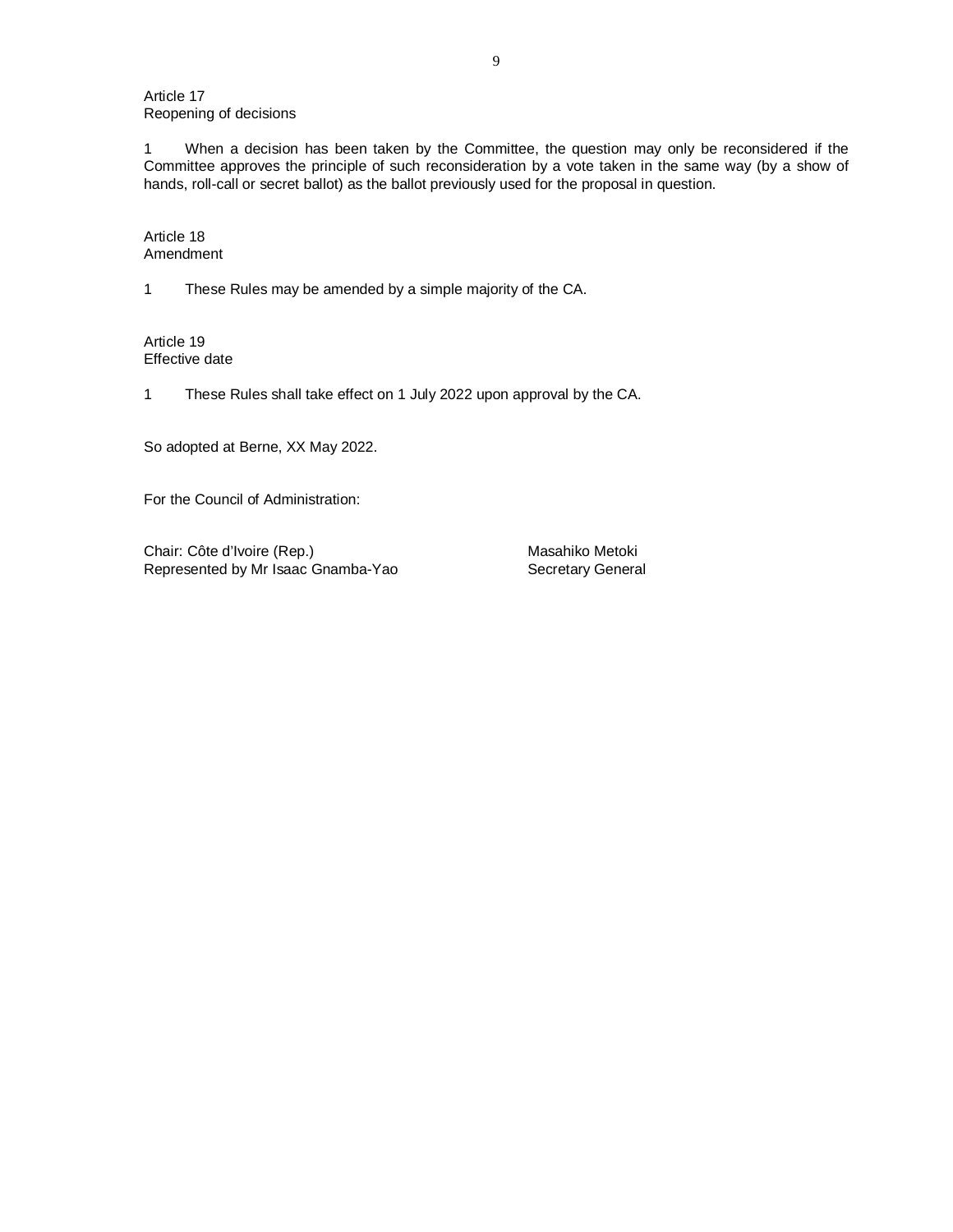Article 17
Reopening of decisions

1 When a decision has been taken by the Committee, the question may only be reconsidered if the Committee approves the principle of such reconsideration by a vote taken in the same way (by a show of hands, roll-call or secret ballot) as the ballot previously used for the proposal in question.

Article 18
Amendment

1 These Rules may be amended by a simple majority of the CA.

Article 19
Effective date

1 These Rules shall take effect on 1 July 2022 upon approval by the CA.

So adopted at Berne, XX May 2022.

For the Council of Administration:

Chair: Côte d'Ivoire (Rep.)
Represented by Mr Isaac Gnamba-Yao

Masahiko Metoki
Secretary General